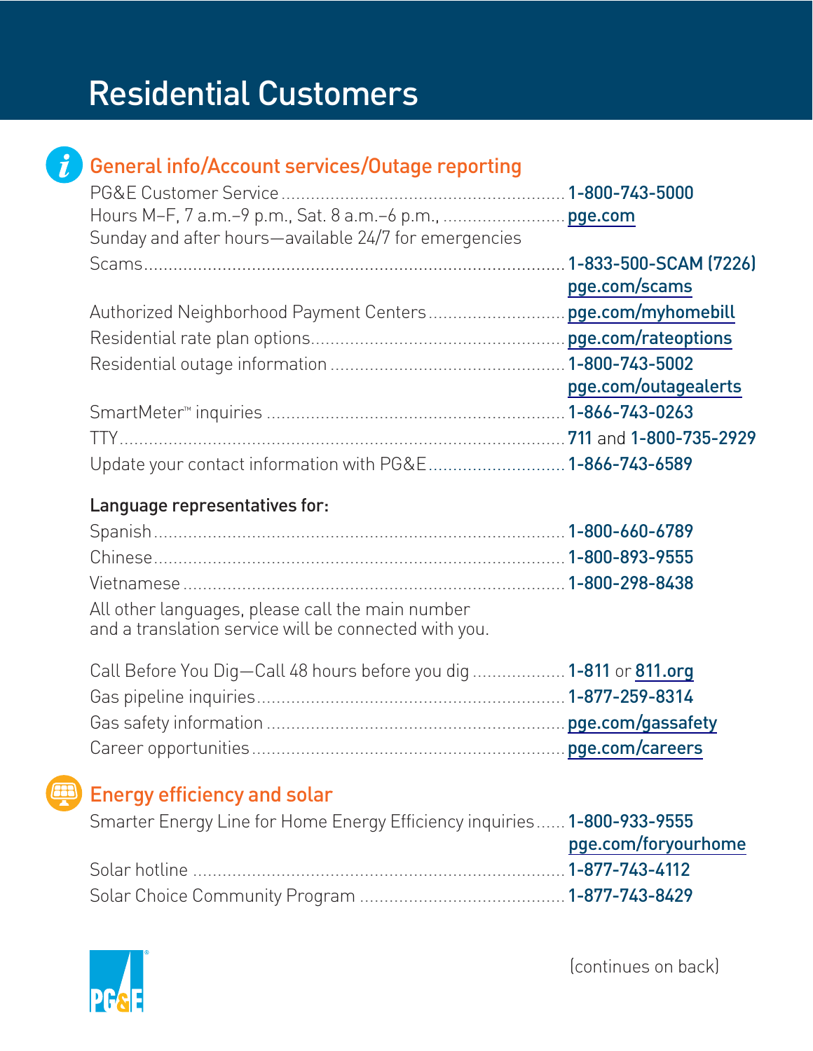# Residential Customers

## General info/Account services/Outage reporting

| | |
|---|---|
| PG&E Customer Service | **1-800-743-5000** |
| Hours M–F, 7 a.m.–9 p.m., Sat. 8 a.m.–6 p.m., Sunday and after hours—available 24/7 for emergencies | **pge.com** |
| Scams | **1-833-500-SCAM (7226)** **pge.com/scams** |
| Authorized Neighborhood Payment Centers | **pge.com/myhomebill** |
| Residential rate plan options | **pge.com/rateoptions** |
| Residential outage information | **1-800-743-5002** **pge.com/outagealerts** |
| SmartMeter™ inquiries | **1-866-743-0263** |
| TTY | **711** and **1-800-735-2929** |
| Update your contact information with PG&E | **1-866-743-6589** |

**Language representatives for:**

| | |
|---|---|
| Spanish | **1-800-660-6789** |
| Chinese | **1-800-893-9555** |
| Vietnamese | **1-800-298-8438** |

All other languages, please call the main number and a translation service will be connected with you.

| | |
|---|---|
| Call Before You Dig—Call 48 hours before you dig | **1-811** or **811.org** |
| Gas pipeline inquiries | **1-877-259-8314** |
| Gas safety information | **pge.com/gassafety** |
| Career opportunities | **pge.com/careers** |

## Energy efficiency and solar

| | |
|---|---|
| Smarter Energy Line for Home Energy Efficiency inquiries | **1-800-933-9555** **pge.com/foryourhome** |
| Solar hotline | **1-877-743-4112** |
| Solar Choice Community Program | **1-877-743-8429** |

PG&E

(continues on back)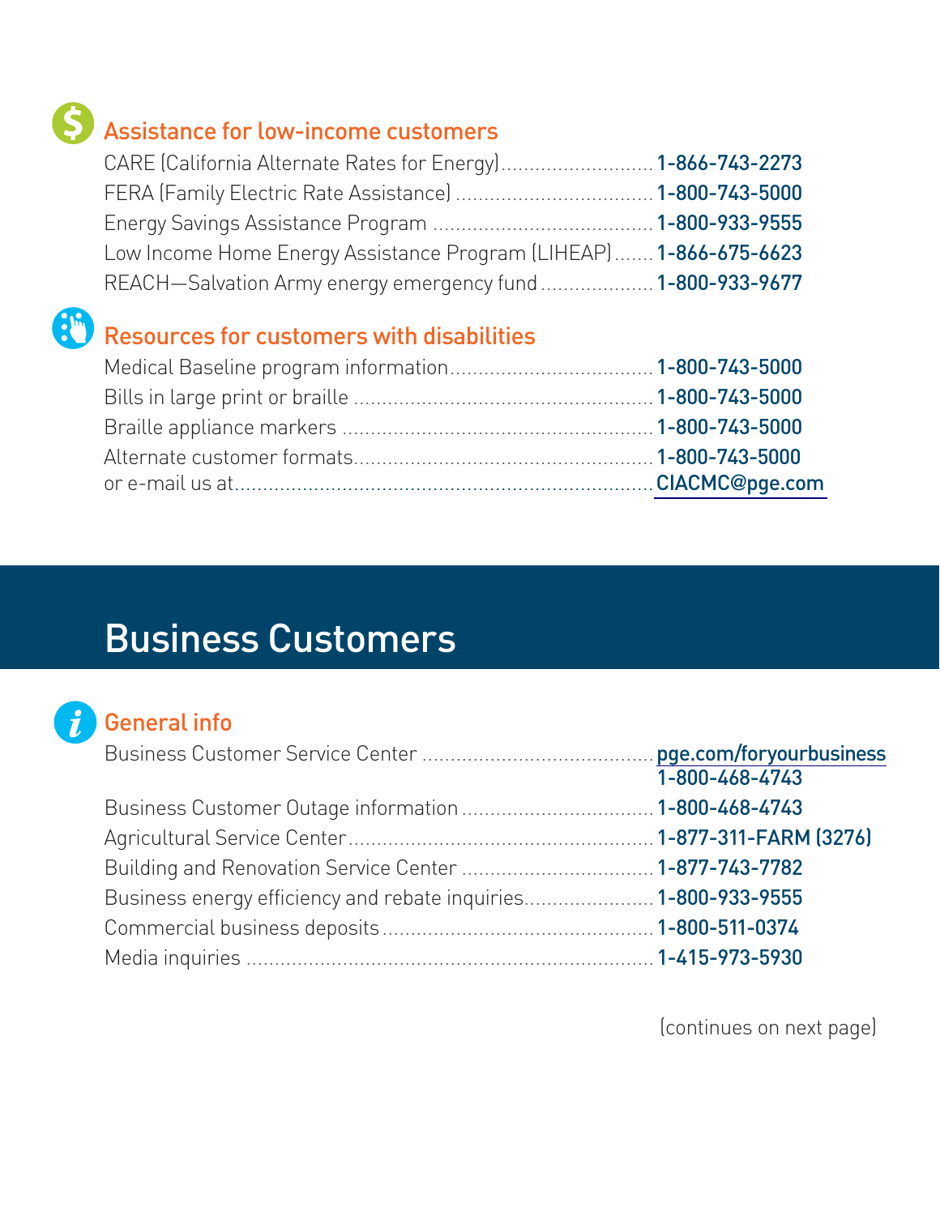## Assistance for low-income customers

- CARE (California Alternate Rates for Energy) .......... **1-866-743-2273**
- FERA (Family Electric Rate Assistance) .......... **1-800-743-5000**
- Energy Savings Assistance Program .......... **1-800-933-9555**
- Low Income Home Energy Assistance Program (LIHEAP) .......... **1-866-675-6623**
- REACH—Salvation Army energy emergency fund .......... **1-800-933-9677**

## Resources for customers with disabilities

- Medical Baseline program information .......... **1-800-743-5000**
- Bills in large print or braille .......... **1-800-743-5000**
- Braille appliance markers .......... **1-800-743-5000**
- Alternate customer formats .......... **1-800-743-5000**
  or e-mail us at .......... **CIACMC@pge.com**

# Business Customers

## General info

- Business Customer Service Center .......... **pge.com/foryourbusiness** **1-800-468-4743**
- Business Customer Outage information .......... **1-800-468-4743**
- Agricultural Service Center .......... **1-877-311-FARM (3276)**
- Building and Renovation Service Center .......... **1-877-743-7782**
- Business energy efficiency and rebate inquiries .......... **1-800-933-9555**
- Commercial business deposits .......... **1-800-511-0374**
- Media inquiries .......... **1-415-973-5930**

(continues on next page)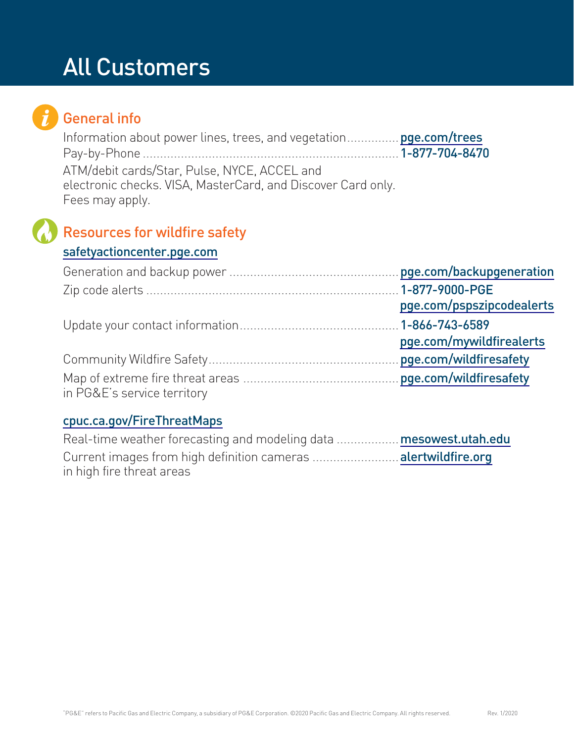# All Customers

## General info

Information about power lines, trees, and vegetation.............. pge.com/trees
Pay-by-Phone ........................................................................ 1-877-704-8470
ATM/debit cards/Star, Pulse, NYCE, ACCEL and electronic checks. VISA, MasterCard, and Discover Card only. Fees may apply.

## Resources for wildfire safety

safetyactioncenter.pge.com

Generation and backup power ................................................ pge.com/backupgeneration
Zip code alerts ........................................................................ 1-877-9000-PGE
pge.com/pspszipcodealerts
Update your contact information............................................ 1-866-743-6589
pge.com/mywildfirealerts
Community Wildfire Safety...................................................... pge.com/wildfiresafety
Map of extreme fire threat areas in PG&E's service territory ............................................ pge.com/wildfiresafety

cpuc.ca.gov/FireThreatMaps

Real-time weather forecasting and modeling data .................. mesowest.utah.edu
Current images from high definition cameras in high fire threat areas ......................... alertwildfire.org

"PG&E" refers to Pacific Gas and Electric Company, a subsidiary of PG&E Corporation. ©2020 Pacific Gas and Electric Company. All rights reserved. Rev. 1/2020